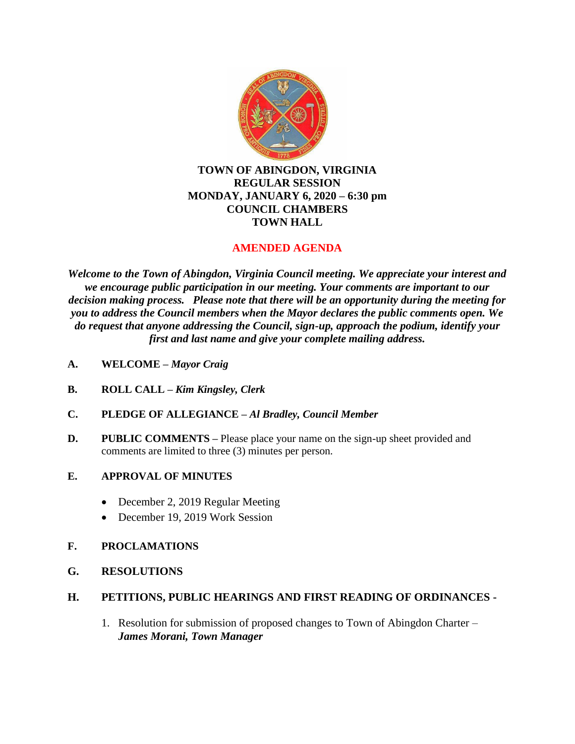# TOWN OF ABINGDON, VIRGINIA
## REGULAR SESSION
## MONDAY, JANUARY 6, 2020 – 6:30 pm
## COUNCIL CHAMBERS
## TOWN HALL

**AMENDED AGENDA**

***Welcome to the Town of Abingdon, Virginia Council meeting. We appreciate your interest and we encourage public participation in our meeting. Your comments are important to our decision making process. Please note that there will be an opportunity during the meeting for you to address the Council members when the Mayor declares the public comments open. We do request that anyone addressing the Council, sign-up, approach the podium, identify your first and last name and give your complete mailing address.***

**A. WELCOME –** ***Mayor Craig***

**B. ROLL CALL –** ***Kim Kingsley, Clerk***

**C. PLEDGE OF ALLEGIANCE –** ***Al Bradley, Council Member***

**D. PUBLIC COMMENTS –** Please place your name on the sign-up sheet provided and comments are limited to three (3) minutes per person.

**E. APPROVAL OF MINUTES**

- December 2, 2019 Regular Meeting
- December 19, 2019 Work Session

**F. PROCLAMATIONS**

**G. RESOLUTIONS**

**H. PETITIONS, PUBLIC HEARINGS AND FIRST READING OF ORDINANCES -**

1. Resolution for submission of proposed changes to Town of Abingdon Charter – ***James Morani, Town Manager***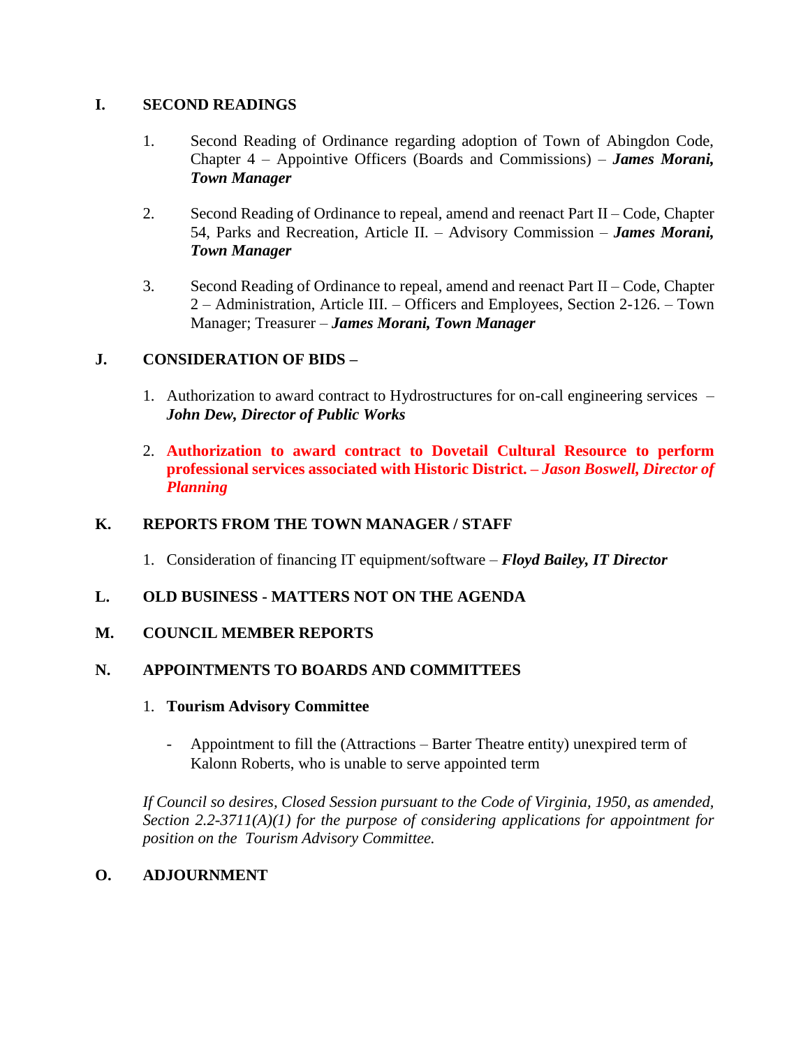## I. SECOND READINGS

1. Second Reading of Ordinance regarding adoption of Town of Abingdon Code, Chapter 4 – Appointive Officers (Boards and Commissions) – ***James Morani, Town Manager***

2. Second Reading of Ordinance to repeal, amend and reenact Part II – Code, Chapter 54, Parks and Recreation, Article II. – Advisory Commission – ***James Morani, Town Manager***

3. Second Reading of Ordinance to repeal, amend and reenact Part II – Code, Chapter 2 – Administration, Article III. – Officers and Employees, Section 2-126. – Town Manager; Treasurer – ***James Morani, Town Manager***

## J. CONSIDERATION OF BIDS –

1. Authorization to award contract to Hydrostructures for on-call engineering services – ***John Dew, Director of Public Works***

2. **Authorization to award contract to Dovetail Cultural Resource to perform professional services associated with Historic District. –** ***Jason Boswell, Director of Planning***

## K. REPORTS FROM THE TOWN MANAGER / STAFF

1. Consideration of financing IT equipment/software – ***Floyd Bailey, IT Director***

## L. OLD BUSINESS - MATTERS NOT ON THE AGENDA

## M. COUNCIL MEMBER REPORTS

## N. APPOINTMENTS TO BOARDS AND COMMITTEES

1. **Tourism Advisory Committee**

   - Appointment to fill the (Attractions – Barter Theatre entity) unexpired term of Kalonn Roberts, who is unable to serve appointed term

*If Council so desires, Closed Session pursuant to the Code of Virginia, 1950, as amended, Section 2.2-3711(A)(1) for the purpose of considering applications for appointment for position on the Tourism Advisory Committee.*

## O. ADJOURNMENT